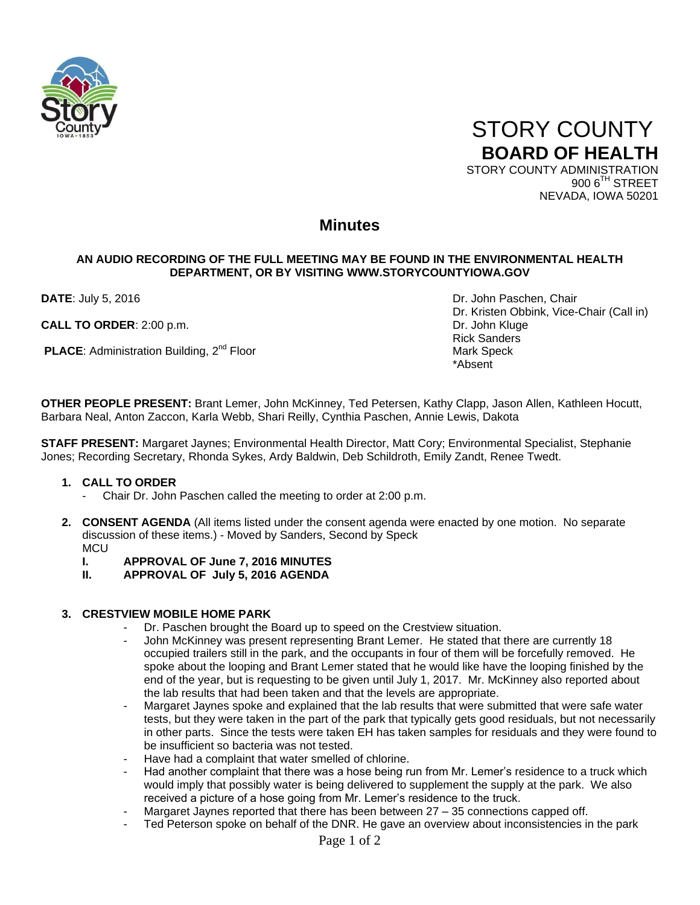STORY COUNTY
**BOARD OF HEALTH**
STORY COUNTY ADMINISTRATION
900 6TH STREET
NEVADA, IOWA 50201

# Minutes

**AN AUDIO RECORDING OF THE FULL MEETING MAY BE FOUND IN THE ENVIRONMENTAL HEALTH DEPARTMENT, OR BY VISITING WWW.STORYCOUNTYIOWA.GOV**

**DATE**: July 5, 2016

**CALL TO ORDER**: 2:00 p.m.

**PLACE**: Administration Building, 2nd Floor

Dr. John Paschen, Chair
Dr. Kristen Obbink, Vice-Chair (Call in)
Dr. John Kluge
Rick Sanders
Mark Speck
*Absent

**OTHER PEOPLE PRESENT:** Brant Lemer, John McKinney, Ted Petersen, Kathy Clapp, Jason Allen, Kathleen Hocutt, Barbara Neal, Anton Zaccon, Karla Webb, Shari Reilly, Cynthia Paschen, Annie Lewis, Dakota

**STAFF PRESENT:** Margaret Jaynes; Environmental Health Director, Matt Cory; Environmental Specialist, Stephanie Jones; Recording Secretary, Rhonda Sykes, Ardy Baldwin, Deb Schildroth, Emily Zandt, Renee Twedt.

1. **CALL TO ORDER**
   - Chair Dr. John Paschen called the meeting to order at 2:00 p.m.

2. **CONSENT AGENDA** (All items listed under the consent agenda were enacted by one motion. No separate discussion of these items.) - Moved by Sanders, Second by Speck
   MCU
   **I. APPROVAL OF June 7, 2016 MINUTES**
   **II. APPROVAL OF July 5, 2016 AGENDA**

3. **CRESTVIEW MOBILE HOME PARK**
   - Dr. Paschen brought the Board up to speed on the Crestview situation.
   - John McKinney was present representing Brant Lemer. He stated that there are currently 18 occupied trailers still in the park, and the occupants in four of them will be forcefully removed. He spoke about the looping and Brant Lemer stated that he would like have the looping finished by the end of the year, but is requesting to be given until July 1, 2017. Mr. McKinney also reported about the lab results that had been taken and that the levels are appropriate.
   - Margaret Jaynes spoke and explained that the lab results that were submitted that were safe water tests, but they were taken in the part of the park that typically gets good residuals, but not necessarily in other parts. Since the tests were taken EH has taken samples for residuals and they were found to be insufficient so bacteria was not tested.
   - Have had a complaint that water smelled of chlorine.
   - Had another complaint that there was a hose being run from Mr. Lemer's residence to a truck which would imply that possibly water is being delivered to supplement the supply at the park. We also received a picture of a hose going from Mr. Lemer's residence to the truck.
   - Margaret Jaynes reported that there has been between 27 – 35 connections capped off.
   - Ted Peterson spoke on behalf of the DNR. He gave an overview about inconsistencies in the park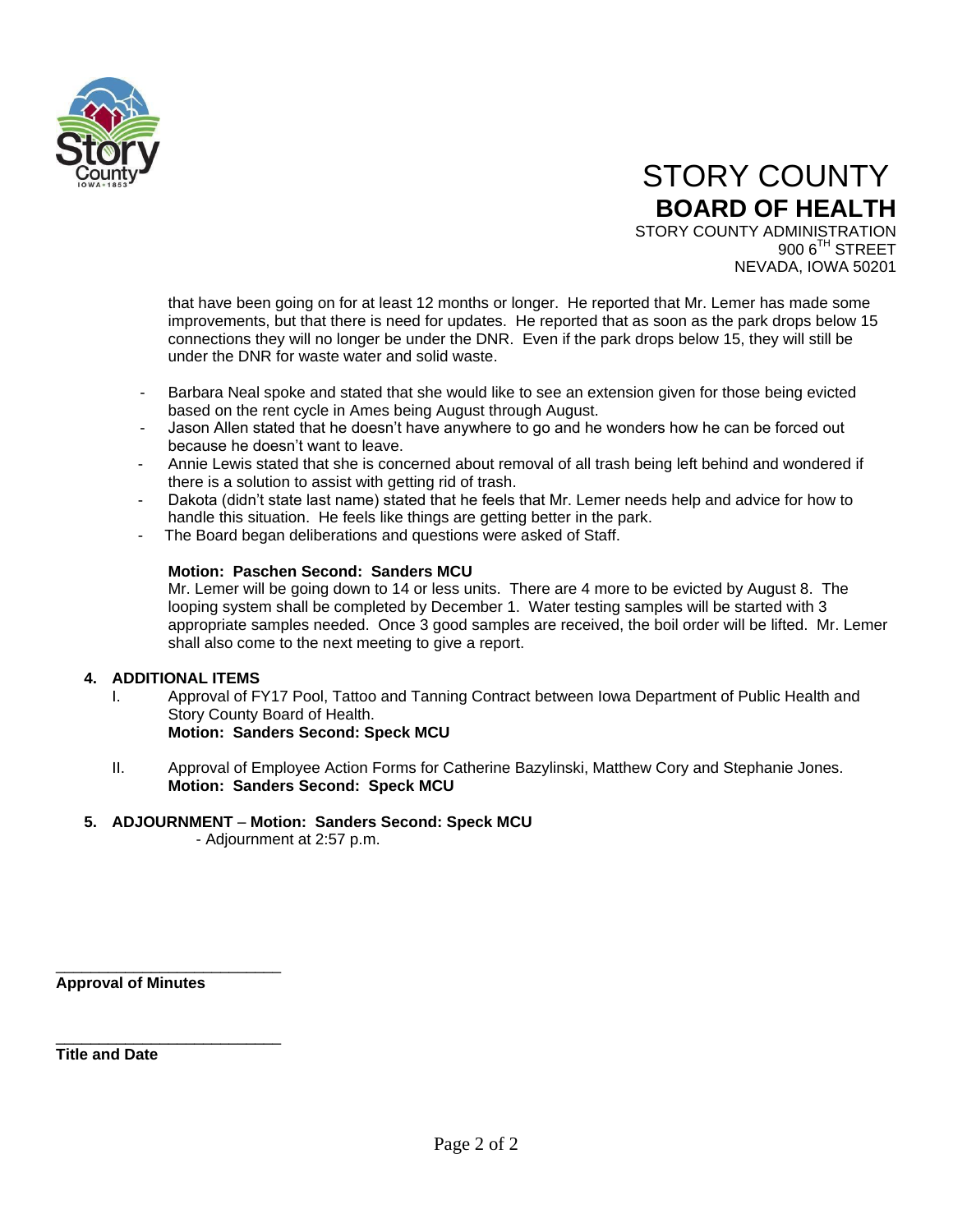# STORY COUNTY
## BOARD OF HEALTH

STORY COUNTY ADMINISTRATION
900 6TH STREET
NEVADA, IOWA 50201

that have been going on for at least 12 months or longer. He reported that Mr. Lemer has made some improvements, but that there is need for updates. He reported that as soon as the park drops below 15 connections they will no longer be under the DNR. Even if the park drops below 15, they will still be under the DNR for waste water and solid waste.

- Barbara Neal spoke and stated that she would like to see an extension given for those being evicted based on the rent cycle in Ames being August through August.
- Jason Allen stated that he doesn't have anywhere to go and he wonders how he can be forced out because he doesn't want to leave.
- Annie Lewis stated that she is concerned about removal of all trash being left behind and wondered if there is a solution to assist with getting rid of trash.
- Dakota (didn't state last name) stated that he feels that Mr. Lemer needs help and advice for how to handle this situation. He feels like things are getting better in the park.
- The Board began deliberations and questions were asked of Staff.

**Motion: Paschen Second: Sanders MCU**
Mr. Lemer will be going down to 14 or less units. There are 4 more to be evicted by August 8. The looping system shall be completed by December 1. Water testing samples will be started with 3 appropriate samples needed. Once 3 good samples are received, the boil order will be lifted. Mr. Lemer shall also come to the next meeting to give a report.

**4. ADDITIONAL ITEMS**

I. Approval of FY17 Pool, Tattoo and Tanning Contract between Iowa Department of Public Health and Story County Board of Health.
**Motion: Sanders Second: Speck MCU**

II. Approval of Employee Action Forms for Catherine Bazylinski, Matthew Cory and Stephanie Jones.
**Motion: Sanders Second: Speck MCU**

**5. ADJOURNMENT – Motion: Sanders Second: Speck MCU**
- Adjournment at 2:57 p.m.

___________________________
**Approval of Minutes**

___________________________
**Title and Date**